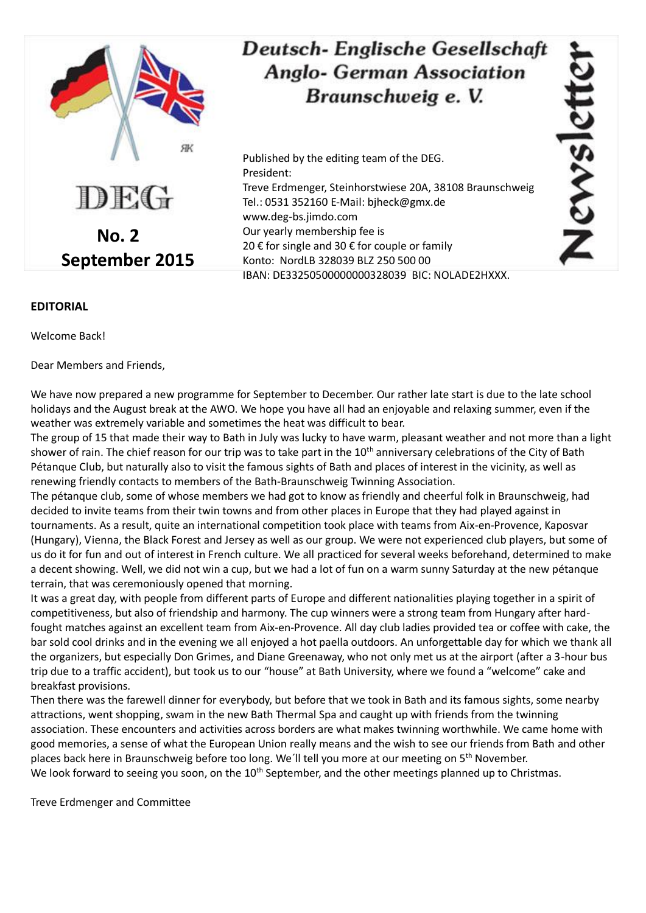# Deutsch- Englische Gesellschaft
# Anglo- German Association
# Braunschweig e. V.

**Newsletter**

DEG

**No. 2**
**September 2015**

Published by the editing team of the DEG.
President:
Treve Erdmenger, Steinhorstwiese 20A, 38108 Braunschweig
Tel.: 0531 352160 E-Mail: bjheck@gmx.de
www.deg-bs.jimdo.com
Our yearly membership fee is
20 € for single and 30 € for couple or family
Konto: NordLB 328039 BLZ 250 500 00
IBAN: DE33250500000000328039 BIC: NOLADE2HXXX.

**EDITORIAL**

Welcome Back!

Dear Members and Friends,

We have now prepared a new programme for September to December. Our rather late start is due to the late school holidays and the August break at the AWO. We hope you have all had an enjoyable and relaxing summer, even if the weather was extremely variable and sometimes the heat was difficult to bear.
The group of 15 that made their way to Bath in July was lucky to have warm, pleasant weather and not more than a light shower of rain. The chief reason for our trip was to take part in the 10th anniversary celebrations of the City of Bath Pétanque Club, but naturally also to visit the famous sights of Bath and places of interest in the vicinity, as well as renewing friendly contacts to members of the Bath-Braunschweig Twinning Association.
The pétanque club, some of whose members we had got to know as friendly and cheerful folk in Braunschweig, had decided to invite teams from their twin towns and from other places in Europe that they had played against in tournaments. As a result, quite an international competition took place with teams from Aix-en-Provence, Kaposvar (Hungary), Vienna, the Black Forest and Jersey as well as our group. We were not experienced club players, but some of us do it for fun and out of interest in French culture. We all practiced for several weeks beforehand, determined to make a decent showing. Well, we did not win a cup, but we had a lot of fun on a warm sunny Saturday at the new pétanque terrain, that was ceremoniously opened that morning.
It was a great day, with people from different parts of Europe and different nationalities playing together in a spirit of competitiveness, but also of friendship and harmony. The cup winners were a strong team from Hungary after hard-fought matches against an excellent team from Aix-en-Provence. All day club ladies provided tea or coffee with cake, the bar sold cool drinks and in the evening we all enjoyed a hot paella outdoors. An unforgettable day for which we thank all the organizers, but especially Don Grimes, and Diane Greenaway, who not only met us at the airport (after a 3-hour bus trip due to a traffic accident), but took us to our "house" at Bath University, where we found a "welcome" cake and breakfast provisions.
Then there was the farewell dinner for everybody, but before that we took in Bath and its famous sights, some nearby attractions, went shopping, swam in the new Bath Thermal Spa and caught up with friends from the twinning association. These encounters and activities across borders are what makes twinning worthwhile. We came home with good memories, a sense of what the European Union really means and the wish to see our friends from Bath and other places back here in Braunschweig before too long. We´ll tell you more at our meeting on 5th November.
We look forward to seeing you soon, on the 10th September, and the other meetings planned up to Christmas.

Treve Erdmenger and Committee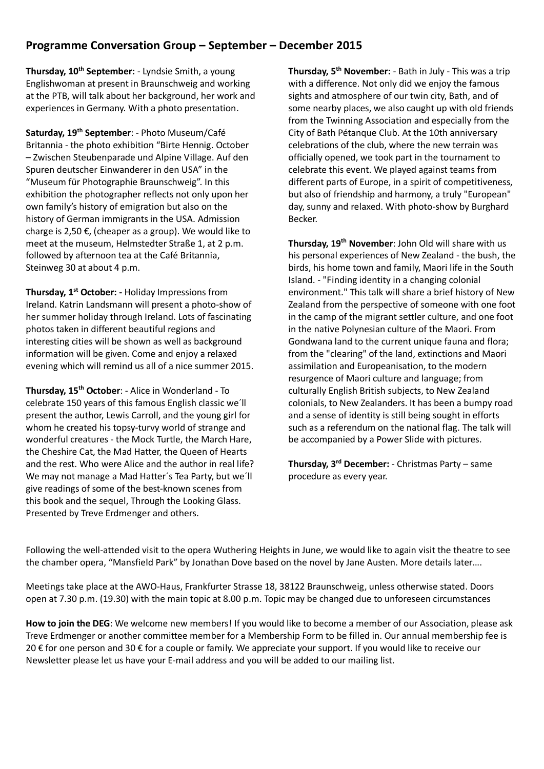## Programme Conversation Group – September – December 2015

**Thursday, 10th September:** - Lyndsie Smith, a young Englishwoman at present in Braunschweig and working at the PTB, will talk about her background, her work and experiences in Germany. With a photo presentation.

**Saturday, 19th September**: - Photo Museum/Café Britannia - the photo exhibition "Birte Hennig. October – Zwischen Steubenparade und Alpine Village. Auf den Spuren deutscher Einwanderer in den USA" in the "Museum für Photographie Braunschweig". In this exhibition the photographer reflects not only upon her own family's history of emigration but also on the history of German immigrants in the USA. Admission charge is 2,50 €, (cheaper as a group). We would like to meet at the museum, Helmstedter Straße 1, at 2 p.m. followed by afternoon tea at the Café Britannia, Steinweg 30 at about 4 p.m.

**Thursday, 1st October: -** Holiday Impressions from Ireland. Katrin Landsmann will present a photo-show of her summer holiday through Ireland. Lots of fascinating photos taken in different beautiful regions and interesting cities will be shown as well as background information will be given. Come and enjoy a relaxed evening which will remind us all of a nice summer 2015.

**Thursday, 15th October**: - Alice in Wonderland - To celebrate 150 years of this famous English classic we´ll present the author, Lewis Carroll, and the young girl for whom he created his topsy-turvy world of strange and wonderful creatures - the Mock Turtle, the March Hare, the Cheshire Cat, the Mad Hatter, the Queen of Hearts and the rest. Who were Alice and the author in real life? We may not manage a Mad Hatter´s Tea Party, but we´ll give readings of some of the best-known scenes from this book and the sequel, Through the Looking Glass. Presented by Treve Erdmenger and others.

**Thursday, 5th November:** - Bath in July - This was a trip with a difference. Not only did we enjoy the famous sights and atmosphere of our twin city, Bath, and of some nearby places, we also caught up with old friends from the Twinning Association and especially from the City of Bath Pétanque Club. At the 10th anniversary celebrations of the club, where the new terrain was officially opened, we took part in the tournament to celebrate this event. We played against teams from different parts of Europe, in a spirit of competitiveness, but also of friendship and harmony, a truly "European" day, sunny and relaxed. With photo-show by Burghard Becker.

**Thursday, 19th November**: John Old will share with us his personal experiences of New Zealand - the bush, the birds, his home town and family, Maori life in the South Island. - "Finding identity in a changing colonial environment." This talk will share a brief history of New Zealand from the perspective of someone with one foot in the camp of the migrant settler culture, and one foot in the native Polynesian culture of the Maori. From Gondwana land to the current unique fauna and flora; from the "clearing" of the land, extinctions and Maori assimilation and Europeanisation, to the modern resurgence of Maori culture and language; from culturally English British subjects, to New Zealand colonials, to New Zealanders. It has been a bumpy road and a sense of identity is still being sought in efforts such as a referendum on the national flag. The talk will be accompanied by a Power Slide with pictures.

**Thursday, 3rd December:** - Christmas Party – same procedure as every year.

Following the well-attended visit to the opera Wuthering Heights in June, we would like to again visit the theatre to see the chamber opera, "Mansfield Park" by Jonathan Dove based on the novel by Jane Austen. More details later….

Meetings take place at the AWO-Haus, Frankfurter Strasse 18, 38122 Braunschweig, unless otherwise stated. Doors open at 7.30 p.m. (19.30) with the main topic at 8.00 p.m. Topic may be changed due to unforeseen circumstances

**How to join the DEG**: We welcome new members! If you would like to become a member of our Association, please ask Treve Erdmenger or another committee member for a Membership Form to be filled in. Our annual membership fee is 20 € for one person and 30 € for a couple or family. We appreciate your support. If you would like to receive our Newsletter please let us have your E-mail address and you will be added to our mailing list.